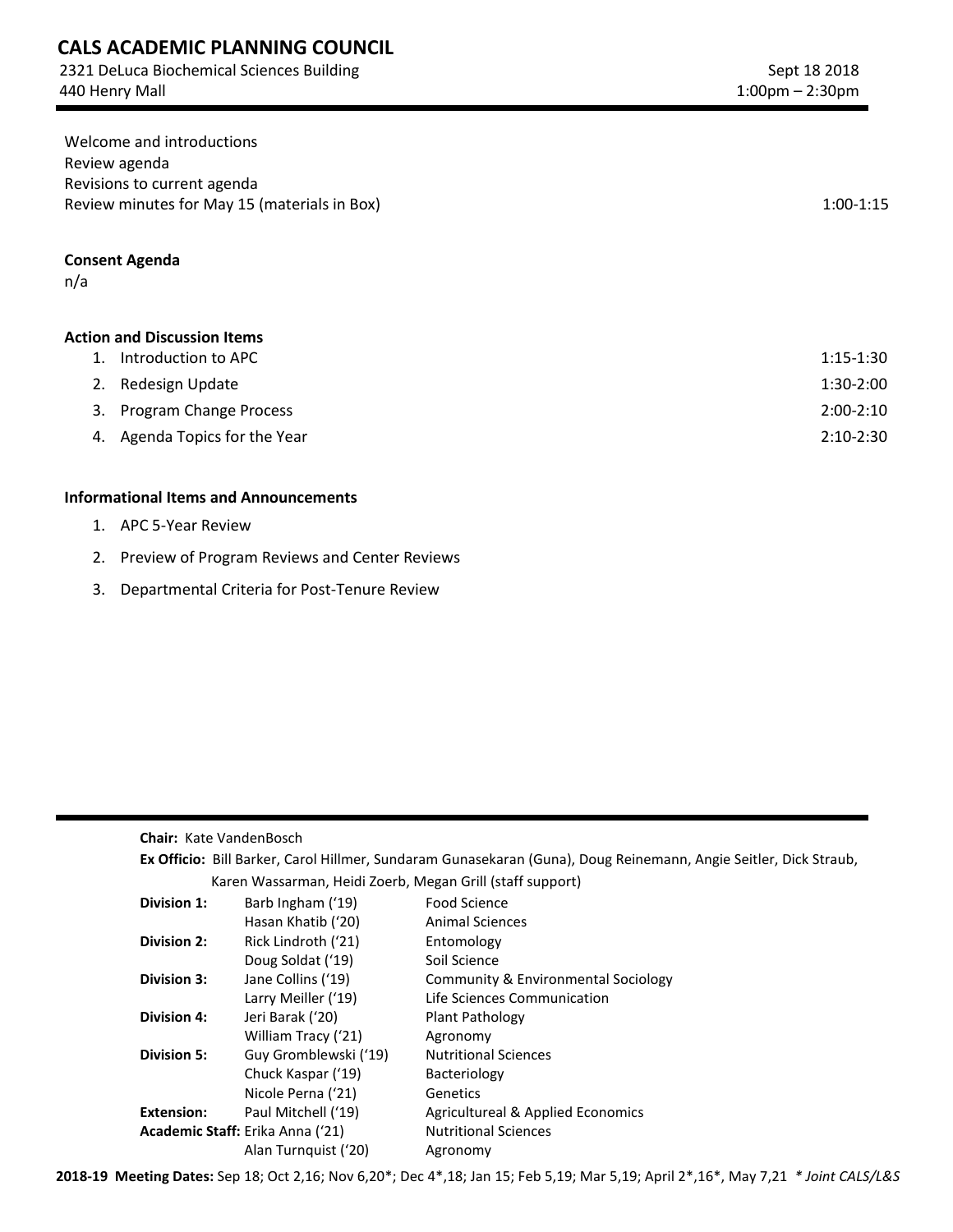# CALS ACADEMIC PLANNING COUNCIL

2321 DeLuca Biochemical Sciences Building
440 Henry Mall

Sept 18 2018
1:00pm – 2:30pm

Welcome and introductions
Review agenda
Revisions to current agenda
Review minutes for May 15 (materials in Box) — 1:00-1:15

**Consent Agenda**
n/a

**Action and Discussion Items**

1. Introduction to APC — 1:15-1:30
2. Redesign Update — 1:30-2:00
3. Program Change Process — 2:00-2:10
4. Agenda Topics for the Year — 2:10-2:30

**Informational Items and Announcements**

1. APC 5-Year Review
2. Preview of Program Reviews and Center Reviews
3. Departmental Criteria for Post-Tenure Review

---

**Chair:** Kate VandenBosch

**Ex Officio:** Bill Barker, Carol Hillmer, Sundaram Gunasekaran (Guna), Doug Reinemann, Angie Seitler, Dick Straub, Karen Wassarman, Heidi Zoerb, Megan Grill (staff support)

| | | |
|---|---|---|
| **Division 1:** | Barb Ingham ('19) | Food Science |
| | Hasan Khatib ('20) | Animal Sciences |
| **Division 2:** | Rick Lindroth ('21) | Entomology |
| | Doug Soldat ('19) | Soil Science |
| **Division 3:** | Jane Collins ('19) | Community & Environmental Sociology |
| | Larry Meiller ('19) | Life Sciences Communication |
| **Division 4:** | Jeri Barak ('20) | Plant Pathology |
| | William Tracy ('21) | Agronomy |
| **Division 5:** | Guy Gromblewski ('19) | Nutritional Sciences |
| | Chuck Kaspar ('19) | Bacteriology |
| | Nicole Perna ('21) | Genetics |
| **Extension:** | Paul Mitchell ('19) | Agricultureal & Applied Economics |
| **Academic Staff:** | Erika Anna ('21) | Nutritional Sciences |
| | Alan Turnquist ('20) | Agronomy |

**2018-19 Meeting Dates:** Sep 18; Oct 2,16; Nov 6,20*; Dec 4*,18; Jan 15; Feb 5,19; Mar 5,19; April 2*,16*, May 7,21 *\* Joint CALS/L&S*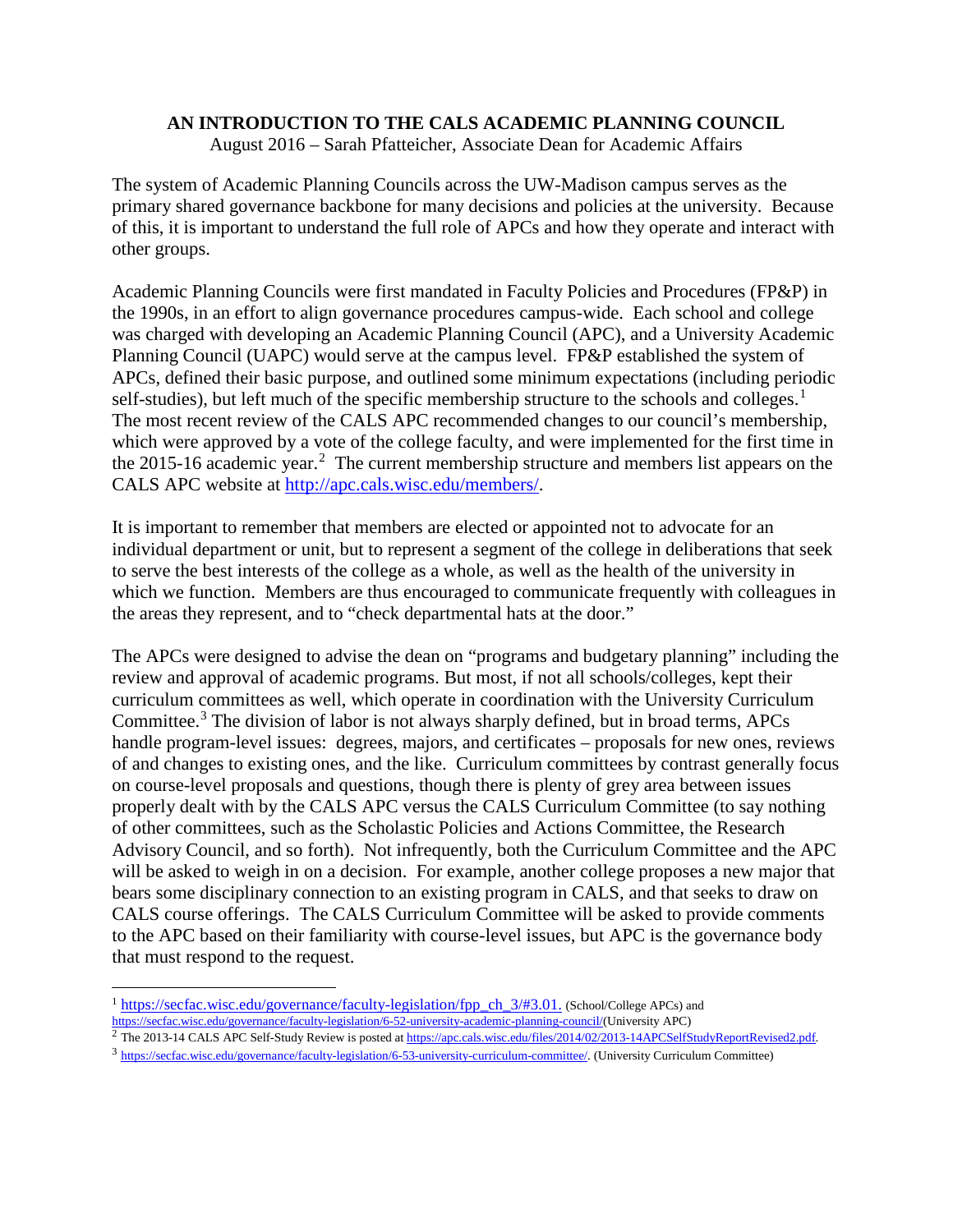**AN INTRODUCTION TO THE CALS ACADEMIC PLANNING COUNCIL**

August 2016 – Sarah Pfatteicher, Associate Dean for Academic Affairs

The system of Academic Planning Councils across the UW-Madison campus serves as the primary shared governance backbone for many decisions and policies at the university. Because of this, it is important to understand the full role of APCs and how they operate and interact with other groups.

Academic Planning Councils were first mandated in Faculty Policies and Procedures (FP&P) in the 1990s, in an effort to align governance procedures campus-wide. Each school and college was charged with developing an Academic Planning Council (APC), and a University Academic Planning Council (UAPC) would serve at the campus level. FP&P established the system of APCs, defined their basic purpose, and outlined some minimum expectations (including periodic self-studies), but left much of the specific membership structure to the schools and colleges.[1] The most recent review of the CALS APC recommended changes to our council's membership, which were approved by a vote of the college faculty, and were implemented for the first time in the 2015-16 academic year.[2] The current membership structure and members list appears on the CALS APC website at http://apc.cals.wisc.edu/members/.

It is important to remember that members are elected or appointed not to advocate for an individual department or unit, but to represent a segment of the college in deliberations that seek to serve the best interests of the college as a whole, as well as the health of the university in which we function. Members are thus encouraged to communicate frequently with colleagues in the areas they represent, and to "check departmental hats at the door."

The APCs were designed to advise the dean on "programs and budgetary planning" including the review and approval of academic programs. But most, if not all schools/colleges, kept their curriculum committees as well, which operate in coordination with the University Curriculum Committee.[3] The division of labor is not always sharply defined, but in broad terms, APCs handle program-level issues: degrees, majors, and certificates – proposals for new ones, reviews of and changes to existing ones, and the like. Curriculum committees by contrast generally focus on course-level proposals and questions, though there is plenty of grey area between issues properly dealt with by the CALS APC versus the CALS Curriculum Committee (to say nothing of other committees, such as the Scholastic Policies and Actions Committee, the Research Advisory Council, and so forth). Not infrequently, both the Curriculum Committee and the APC will be asked to weigh in on a decision. For example, another college proposes a new major that bears some disciplinary connection to an existing program in CALS, and that seeks to draw on CALS course offerings. The CALS Curriculum Committee will be asked to provide comments to the APC based on their familiarity with course-level issues, but APC is the governance body that must respond to the request.

---

[1] https://secfac.wisc.edu/governance/faculty-legislation/fpp_ch_3/#3.01. (School/College APCs) and https://secfac.wisc.edu/governance/faculty-legislation/6-52-university-academic-planning-council/(University APC)

[2] The 2013-14 CALS APC Self-Study Review is posted at https://apc.cals.wisc.edu/files/2014/02/2013-14APCSelfStudyReportRevised2.pdf.

[3] https://secfac.wisc.edu/governance/faculty-legislation/6-53-university-curriculum-committee/. (University Curriculum Committee)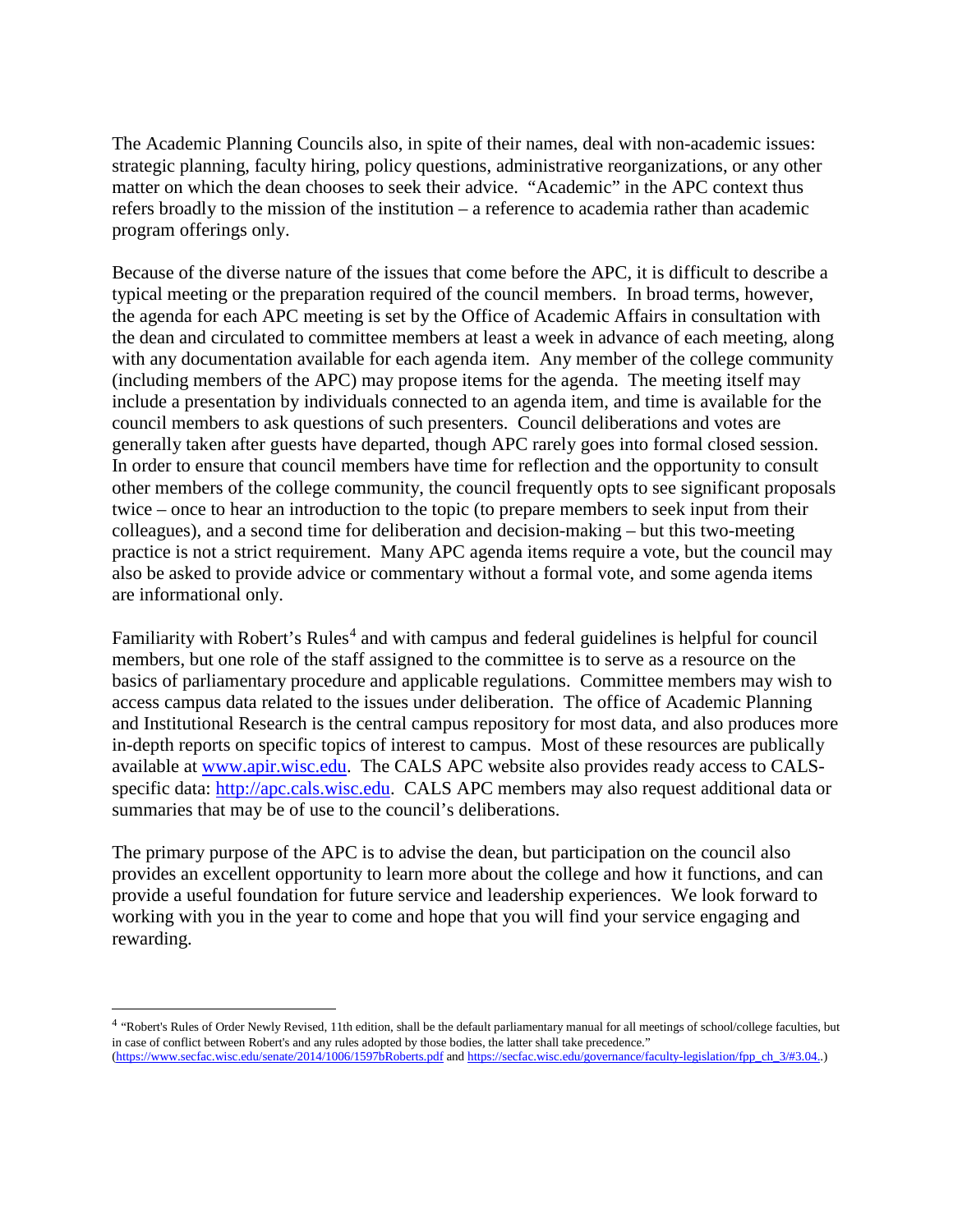The Academic Planning Councils also, in spite of their names, deal with non-academic issues: strategic planning, faculty hiring, policy questions, administrative reorganizations, or any other matter on which the dean chooses to seek their advice. "Academic" in the APC context thus refers broadly to the mission of the institution – a reference to academia rather than academic program offerings only.

Because of the diverse nature of the issues that come before the APC, it is difficult to describe a typical meeting or the preparation required of the council members. In broad terms, however, the agenda for each APC meeting is set by the Office of Academic Affairs in consultation with the dean and circulated to committee members at least a week in advance of each meeting, along with any documentation available for each agenda item. Any member of the college community (including members of the APC) may propose items for the agenda. The meeting itself may include a presentation by individuals connected to an agenda item, and time is available for the council members to ask questions of such presenters. Council deliberations and votes are generally taken after guests have departed, though APC rarely goes into formal closed session. In order to ensure that council members have time for reflection and the opportunity to consult other members of the college community, the council frequently opts to see significant proposals twice – once to hear an introduction to the topic (to prepare members to seek input from their colleagues), and a second time for deliberation and decision-making – but this two-meeting practice is not a strict requirement. Many APC agenda items require a vote, but the council may also be asked to provide advice or commentary without a formal vote, and some agenda items are informational only.

Familiarity with Robert's Rules[4] and with campus and federal guidelines is helpful for council members, but one role of the staff assigned to the committee is to serve as a resource on the basics of parliamentary procedure and applicable regulations. Committee members may wish to access campus data related to the issues under deliberation. The office of Academic Planning and Institutional Research is the central campus repository for most data, and also produces more in-depth reports on specific topics of interest to campus. Most of these resources are publically available at www.apir.wisc.edu. The CALS APC website also provides ready access to CALS-specific data: http://apc.cals.wisc.edu. CALS APC members may also request additional data or summaries that may be of use to the council's deliberations.

The primary purpose of the APC is to advise the dean, but participation on the council also provides an excellent opportunity to learn more about the college and how it functions, and can provide a useful foundation for future service and leadership experiences. We look forward to working with you in the year to come and hope that you will find your service engaging and rewarding.

---

[4] "Robert's Rules of Order Newly Revised, 11th edition, shall be the default parliamentary manual for all meetings of school/college faculties, but in case of conflict between Robert's and any rules adopted by those bodies, the latter shall take precedence." (https://www.secfac.wisc.edu/senate/2014/1006/1597bRoberts.pdf and https://secfac.wisc.edu/governance/faculty-legislation/fpp_ch_3/#3.04..)